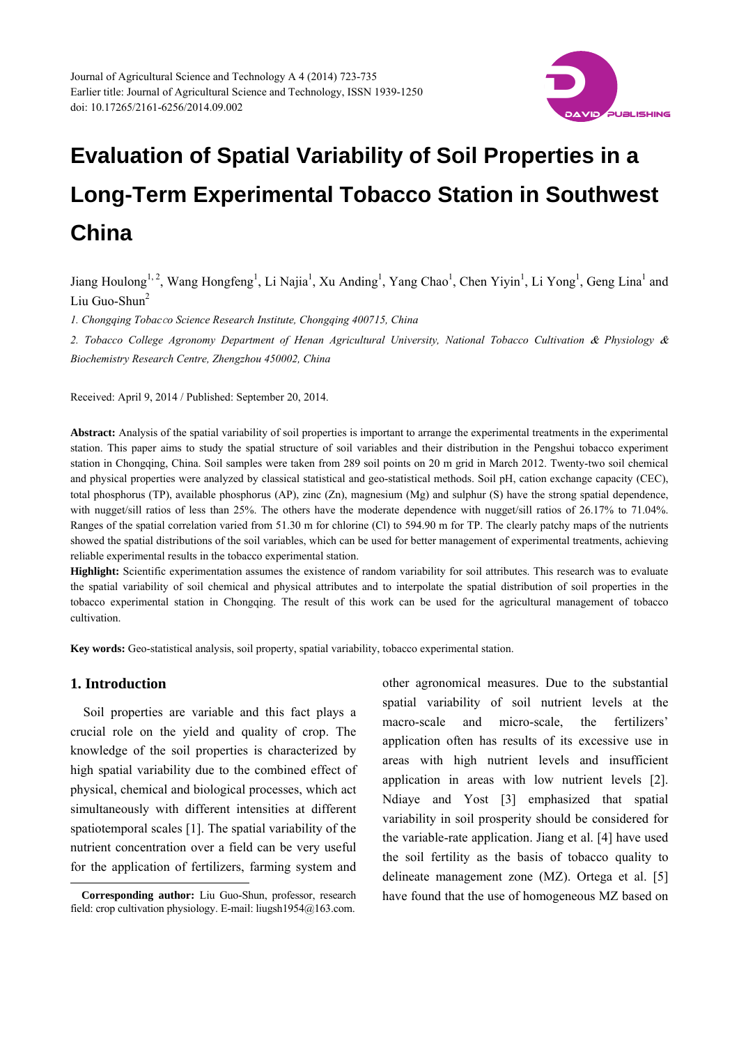Journal of Agricultural Science and Technology A 4 (2014) 723-735
Earlier title: Journal of Agricultural Science and Technology, ISSN 1939-1250
doi: 10.17265/2161-6256/2014.09.002

# Evaluation of Spatial Variability of Soil Properties in a Long-Term Experimental Tobacco Station in Southwest China

Jiang Houlong[1, 2], Wang Hongfeng[1], Li Najia[1], Xu Anding[1], Yang Chao[1], Chen Yiyin[1], Li Yong[1], Geng Lina[1] and Liu Guo-Shun[2]

*1. Chongqing Tobacco Science Research Institute, Chongqing 400715, China*

*2. Tobacco College Agronomy Department of Henan Agricultural University, National Tobacco Cultivation & Physiology & Biochemistry Research Centre, Zhengzhou 450002, China*

Received: April 9, 2014 / Published: September 20, 2014.

**Abstract:** Analysis of the spatial variability of soil properties is important to arrange the experimental treatments in the experimental station. This paper aims to study the spatial structure of soil variables and their distribution in the Pengshui tobacco experiment station in Chongqing, China. Soil samples were taken from 289 soil points on 20 m grid in March 2012. Twenty-two soil chemical and physical properties were analyzed by classical statistical and geo-statistical methods. Soil pH, cation exchange capacity (CEC), total phosphorus (TP), available phosphorus (AP), zinc (Zn), magnesium (Mg) and sulphur (S) have the strong spatial dependence, with nugget/sill ratios of less than 25%. The others have the moderate dependence with nugget/sill ratios of 26.17% to 71.04%. Ranges of the spatial correlation varied from 51.30 m for chlorine (Cl) to 594.90 m for TP. The clearly patchy maps of the nutrients showed the spatial distributions of the soil variables, which can be used for better management of experimental treatments, achieving reliable experimental results in the tobacco experimental station.

**Highlight:** Scientific experimentation assumes the existence of random variability for soil attributes. This research was to evaluate the spatial variability of soil chemical and physical attributes and to interpolate the spatial distribution of soil properties in the tobacco experimental station in Chongqing. The result of this work can be used for the agricultural management of tobacco cultivation.

**Key words:** Geo-statistical analysis, soil property, spatial variability, tobacco experimental station.

## 1. Introduction

Soil properties are variable and this fact plays a crucial role on the yield and quality of crop. The knowledge of the soil properties is characterized by high spatial variability due to the combined effect of physical, chemical and biological processes, which act simultaneously with different intensities at different spatiotemporal scales [1]. The spatial variability of the nutrient concentration over a field can be very useful for the application of fertilizers, farming system and other agronomical measures. Due to the substantial spatial variability of soil nutrient levels at the macro-scale and micro-scale, the fertilizers' application often has results of its excessive use in areas with high nutrient levels and insufficient application in areas with low nutrient levels [2]. Ndiaye and Yost [3] emphasized that spatial variability in soil prosperity should be considered for the variable-rate application. Jiang et al. [4] have used the soil fertility as the basis of tobacco quality to delineate management zone (MZ). Ortega et al. [5] have found that the use of homogeneous MZ based on

**Corresponding author:** Liu Guo-Shun, professor, research field: crop cultivation physiology. E-mail: liugsh1954@163.com.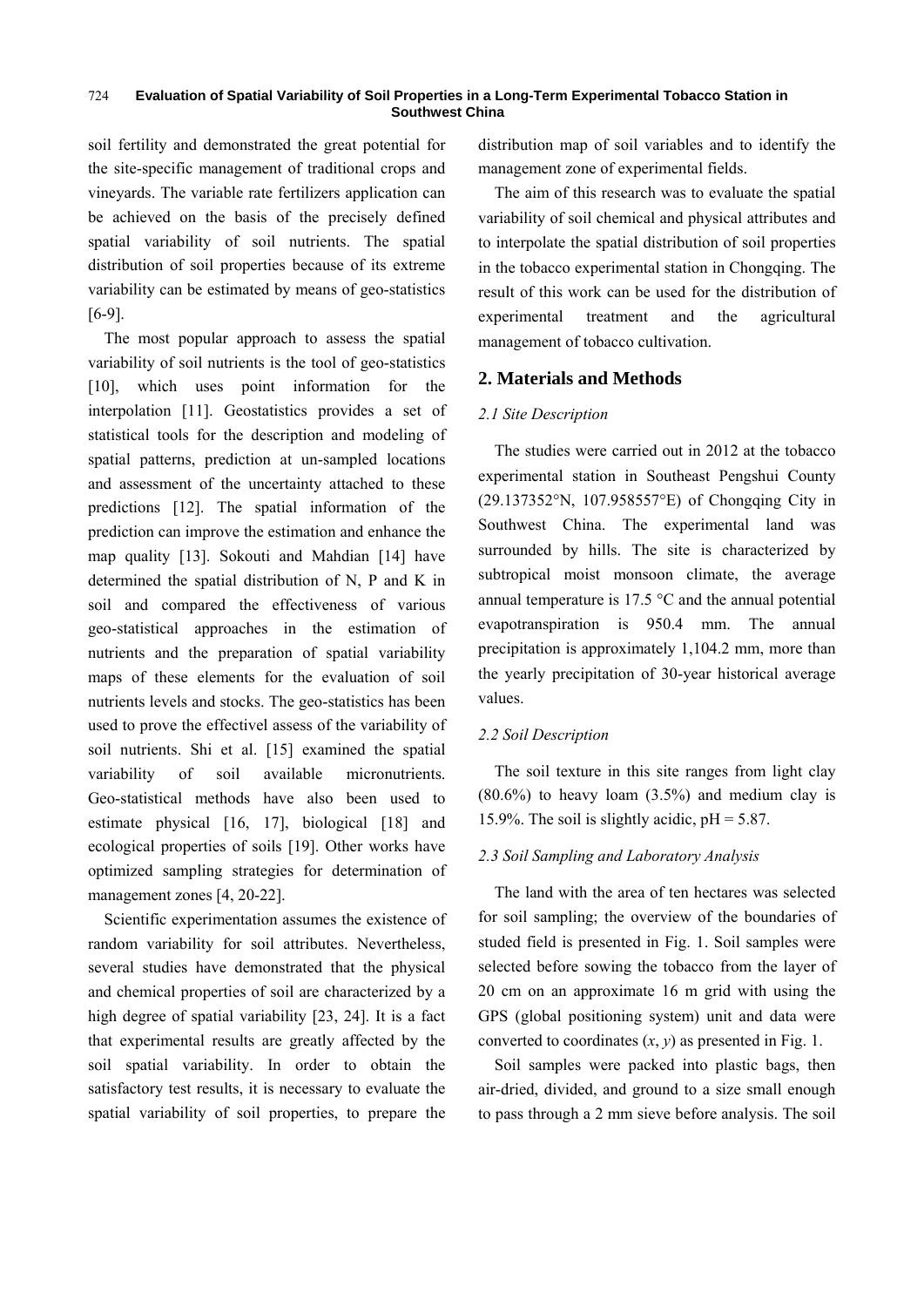soil fertility and demonstrated the great potential for the site-specific management of traditional crops and vineyards. The variable rate fertilizers application can be achieved on the basis of the precisely defined spatial variability of soil nutrients. The spatial distribution of soil properties because of its extreme variability can be estimated by means of geo-statistics [6-9].

The most popular approach to assess the spatial variability of soil nutrients is the tool of geo-statistics [10], which uses point information for the interpolation [11]. Geostatistics provides a set of statistical tools for the description and modeling of spatial patterns, prediction at un-sampled locations and assessment of the uncertainty attached to these predictions [12]. The spatial information of the prediction can improve the estimation and enhance the map quality [13]. Sokouti and Mahdian [14] have determined the spatial distribution of N, P and K in soil and compared the effectiveness of various geo-statistical approaches in the estimation of nutrients and the preparation of spatial variability maps of these elements for the evaluation of soil nutrients levels and stocks. The geo-statistics has been used to prove the effectivel assess of the variability of soil nutrients. Shi et al. [15] examined the spatial variability of soil available micronutrients. Geo-statistical methods have also been used to estimate physical [16, 17], biological [18] and ecological properties of soils [19]. Other works have optimized sampling strategies for determination of management zones [4, 20-22].

Scientific experimentation assumes the existence of random variability for soil attributes. Nevertheless, several studies have demonstrated that the physical and chemical properties of soil are characterized by a high degree of spatial variability [23, 24]. It is a fact that experimental results are greatly affected by the soil spatial variability. In order to obtain the satisfactory test results, it is necessary to evaluate the spatial variability of soil properties, to prepare the distribution map of soil variables and to identify the management zone of experimental fields.

The aim of this research was to evaluate the spatial variability of soil chemical and physical attributes and to interpolate the spatial distribution of soil properties in the tobacco experimental station in Chongqing. The result of this work can be used for the distribution of experimental treatment and the agricultural management of tobacco cultivation.

## 2. Materials and Methods

### *2.1 Site Description*

The studies were carried out in 2012 at the tobacco experimental station in Southeast Pengshui County (29.137352°N, 107.958557°E) of Chongqing City in Southwest China. The experimental land was surrounded by hills. The site is characterized by subtropical moist monsoon climate, the average annual temperature is 17.5 °C and the annual potential evapotranspiration is 950.4 mm. The annual precipitation is approximately 1,104.2 mm, more than the yearly precipitation of 30-year historical average values.

### *2.2 Soil Description*

The soil texture in this site ranges from light clay (80.6%) to heavy loam (3.5%) and medium clay is 15.9%. The soil is slightly acidic, pH = 5.87.

### *2.3 Soil Sampling and Laboratory Analysis*

The land with the area of ten hectares was selected for soil sampling; the overview of the boundaries of studed field is presented in Fig. 1. Soil samples were selected before sowing the tobacco from the layer of 20 cm on an approximate 16 m grid with using the GPS (global positioning system) unit and data were converted to coordinates ($x$, $y$) as presented in Fig. 1.

Soil samples were packed into plastic bags, then air-dried, divided, and ground to a size small enough to pass through a 2 mm sieve before analysis. The soil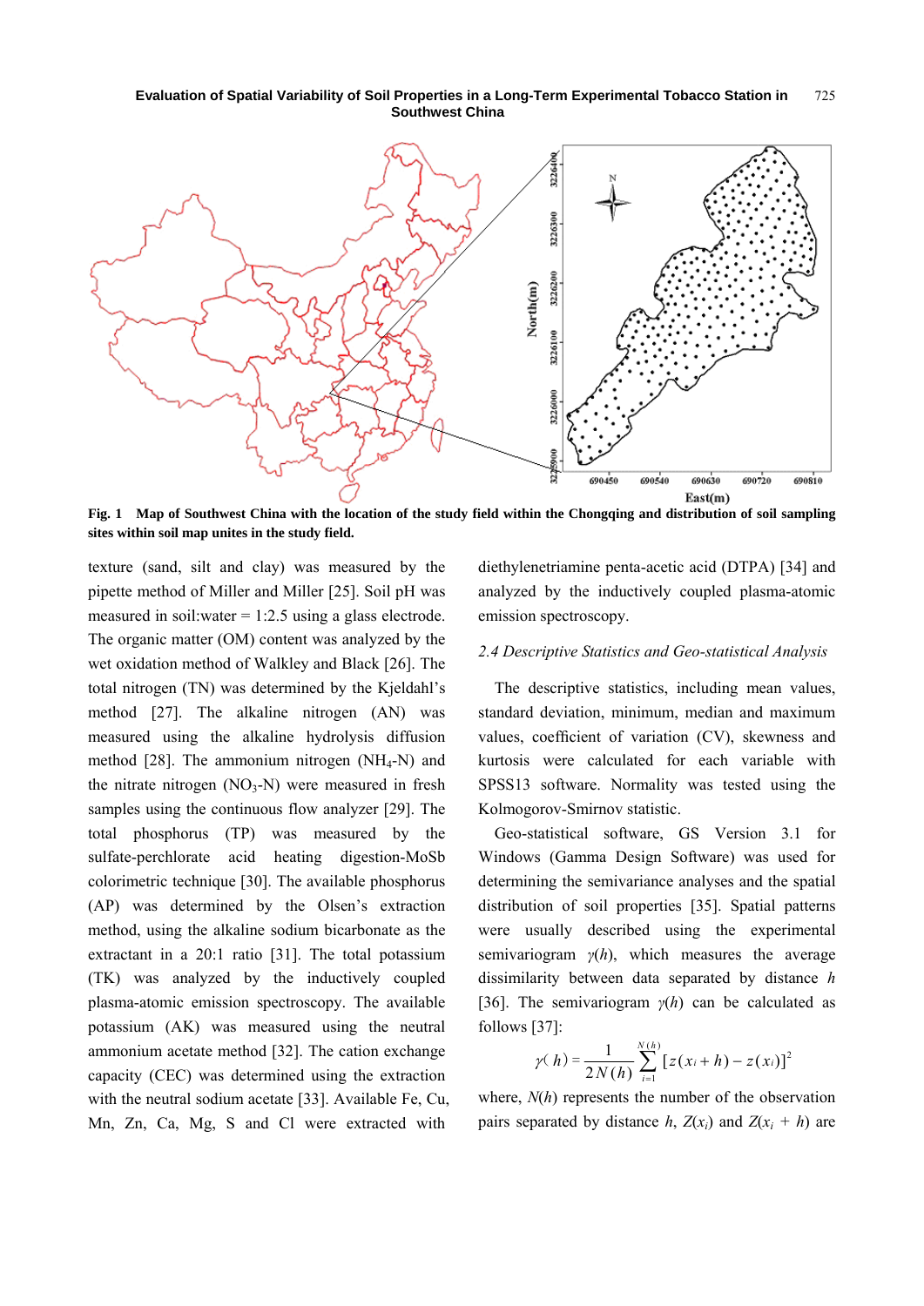Fig. 1 Map of Southwest China with the location of the study field within the Chongqing and distribution of soil sampling sites within soil map unites in the study field.

texture (sand, silt and clay) was measured by the pipette method of Miller and Miller [25]. Soil pH was measured in soil:water = 1:2.5 using a glass electrode. The organic matter (OM) content was analyzed by the wet oxidation method of Walkley and Black [26]. The total nitrogen (TN) was determined by the Kjeldahl's method [27]. The alkaline nitrogen (AN) was measured using the alkaline hydrolysis diffusion method [28]. The ammonium nitrogen ($NH_4$-N) and the nitrate nitrogen ($NO_3$-N) were measured in fresh samples using the continuous flow analyzer [29]. The total phosphorus (TP) was measured by the sulfate-perchlorate acid heating digestion-MoSb colorimetric technique [30]. The available phosphorus (AP) was determined by the Olsen's extraction method, using the alkaline sodium bicarbonate as the extractant in a 20:1 ratio [31]. The total potassium (TK) was analyzed by the inductively coupled plasma-atomic emission spectroscopy. The available potassium (AK) was measured using the neutral ammonium acetate method [32]. The cation exchange capacity (CEC) was determined using the extraction with the neutral sodium acetate [33]. Available Fe, Cu, Mn, Zn, Ca, Mg, S and Cl were extracted with diethylenetriamine penta-acetic acid (DTPA) [34] and analyzed by the inductively coupled plasma-atomic emission spectroscopy.

### *2.4 Descriptive Statistics and Geo-statistical Analysis*

The descriptive statistics, including mean values, standard deviation, minimum, median and maximum values, coefficient of variation (CV), skewness and kurtosis were calculated for each variable with SPSS13 software. Normality was tested using the Kolmogorov-Smirnov statistic.

Geo-statistical software, GS Version 3.1 for Windows (Gamma Design Software) was used for determining the semivariance analyses and the spatial distribution of soil properties [35]. Spatial patterns were usually described using the experimental semivariogram $\gamma(h)$, which measures the average dissimilarity between data separated by distance $h$ [36]. The semivariogram $\gamma(h)$ can be calculated as follows [37]:

$$\gamma(h) = \frac{1}{2N(h)} \sum_{i=1}^{N(h)} [z(x_i + h) - z(x_i)]^2$$

where, $N(h)$ represents the number of the observation pairs separated by distance $h$, $Z(x_i)$ and $Z(x_i + h)$ are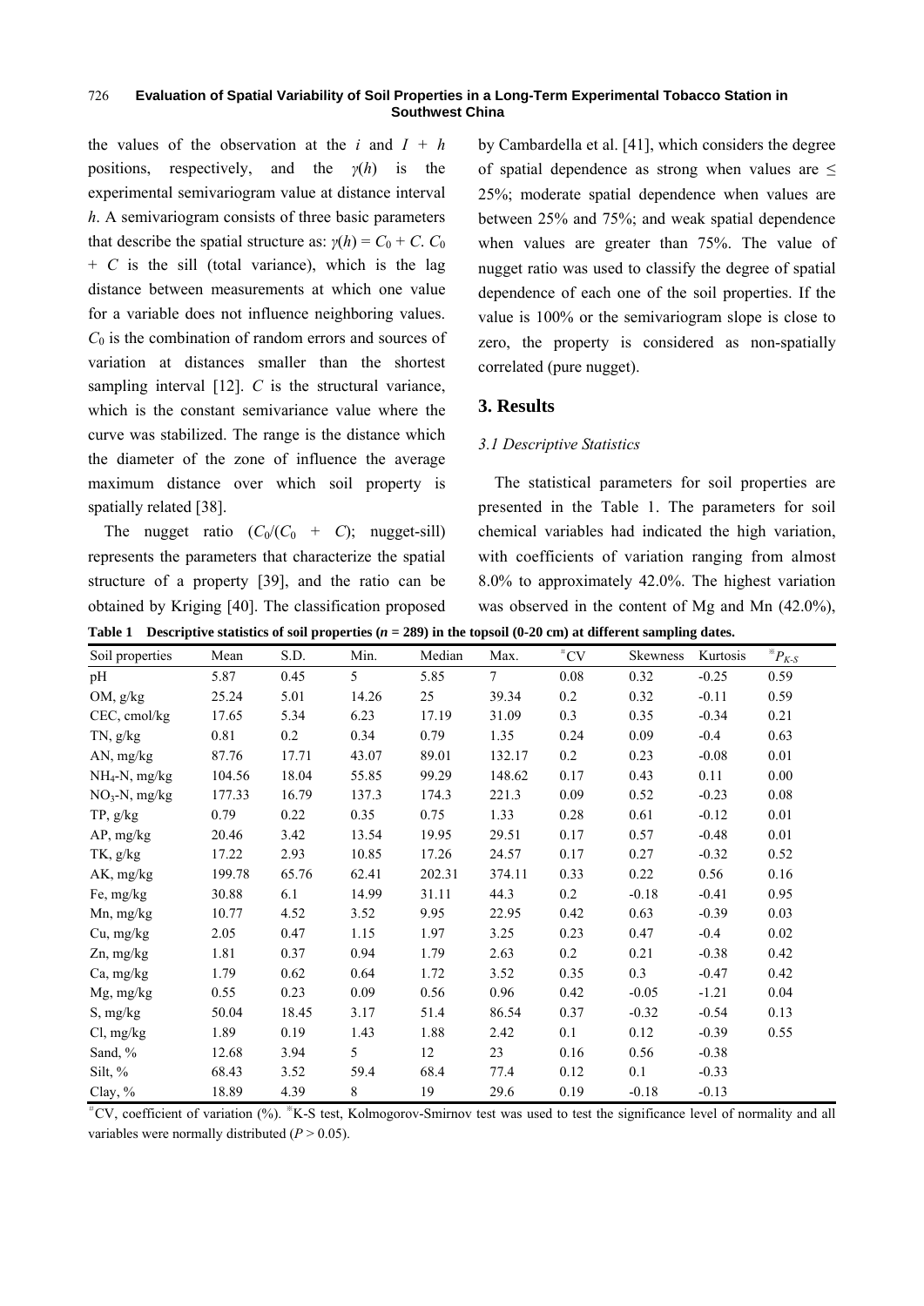the values of the observation at the $i$ and $I + h$ positions, respectively, and the $\gamma(h)$ is the experimental semivariogram value at distance interval $h$. A semivariogram consists of three basic parameters that describe the spatial structure as: $\gamma(h) = C_0 + C$. $C_0 + C$ is the sill (total variance), which is the lag distance between measurements at which one value for a variable does not influence neighboring values. $C_0$ is the combination of random errors and sources of variation at distances smaller than the shortest sampling interval [12]. $C$ is the structural variance, which is the constant semivariance value where the curve was stabilized. The range is the distance which the diameter of the zone of influence the average maximum distance over which soil property is spatially related [38].

The nugget ratio ($C_0/(C_0 + C)$; nugget-sill) represents the parameters that characterize the spatial structure of a property [39], and the ratio can be obtained by Kriging [40]. The classification proposed by Cambardella et al. [41], which considers the degree of spatial dependence as strong when values are ≤ 25%; moderate spatial dependence when values are between 25% and 75%; and weak spatial dependence when values are greater than 75%. The value of nugget ratio was used to classify the degree of spatial dependence of each one of the soil properties. If the value is 100% or the semivariogram slope is close to zero, the property is considered as non-spatially correlated (pure nugget).

## 3. Results

### 3.1 Descriptive Statistics

The statistical parameters for soil properties are presented in the Table 1. The parameters for soil chemical variables had indicated the high variation, with coefficients of variation ranging from almost 8.0% to approximately 42.0%. The highest variation was observed in the content of Mg and Mn (42.0%),

**Table 1 Descriptive statistics of soil properties ($n$ = 289) in the topsoil (0-20 cm) at different sampling dates.**

| Soil properties | Mean | S.D. | Min. | Median | Max. | #CV | Skewness | Kurtosis | ※$P_{K-S}$ |
|---|---|---|---|---|---|---|---|---|---|
| pH | 5.87 | 0.45 | 5 | 5.85 | 7 | 0.08 | 0.32 | -0.25 | 0.59 |
| OM, g/kg | 25.24 | 5.01 | 14.26 | 25 | 39.34 | 0.2 | 0.32 | -0.11 | 0.59 |
| CEC, cmol/kg | 17.65 | 5.34 | 6.23 | 17.19 | 31.09 | 0.3 | 0.35 | -0.34 | 0.21 |
| TN, g/kg | 0.81 | 0.2 | 0.34 | 0.79 | 1.35 | 0.24 | 0.09 | -0.4 | 0.63 |
| AN, mg/kg | 87.76 | 17.71 | 43.07 | 89.01 | 132.17 | 0.2 | 0.23 | -0.08 | 0.01 |
| $NH_4$-N, mg/kg | 104.56 | 18.04 | 55.85 | 99.29 | 148.62 | 0.17 | 0.43 | 0.11 | 0.00 |
| $NO_3$-N, mg/kg | 177.33 | 16.79 | 137.3 | 174.3 | 221.3 | 0.09 | 0.52 | -0.23 | 0.08 |
| TP, g/kg | 0.79 | 0.22 | 0.35 | 0.75 | 1.33 | 0.28 | 0.61 | -0.12 | 0.01 |
| AP, mg/kg | 20.46 | 3.42 | 13.54 | 19.95 | 29.51 | 0.17 | 0.57 | -0.48 | 0.01 |
| TK, g/kg | 17.22 | 2.93 | 10.85 | 17.26 | 24.57 | 0.17 | 0.27 | -0.32 | 0.52 |
| AK, mg/kg | 199.78 | 65.76 | 62.41 | 202.31 | 374.11 | 0.33 | 0.22 | 0.56 | 0.16 |
| Fe, mg/kg | 30.88 | 6.1 | 14.99 | 31.11 | 44.3 | 0.2 | -0.18 | -0.41 | 0.95 |
| Mn, mg/kg | 10.77 | 4.52 | 3.52 | 9.95 | 22.95 | 0.42 | 0.63 | -0.39 | 0.03 |
| Cu, mg/kg | 2.05 | 0.47 | 1.15 | 1.97 | 3.25 | 0.23 | 0.47 | -0.4 | 0.02 |
| Zn, mg/kg | 1.81 | 0.37 | 0.94 | 1.79 | 2.63 | 0.2 | 0.21 | -0.38 | 0.42 |
| Ca, mg/kg | 1.79 | 0.62 | 0.64 | 1.72 | 3.52 | 0.35 | 0.3 | -0.47 | 0.42 |
| Mg, mg/kg | 0.55 | 0.23 | 0.09 | 0.56 | 0.96 | 0.42 | -0.05 | -1.21 | 0.04 |
| S, mg/kg | 50.04 | 18.45 | 3.17 | 51.4 | 86.54 | 0.37 | -0.32 | -0.54 | 0.13 |
| Cl, mg/kg | 1.89 | 0.19 | 1.43 | 1.88 | 2.42 | 0.1 | 0.12 | -0.39 | 0.55 |
| Sand, % | 12.68 | 3.94 | 5 | 12 | 23 | 0.16 | 0.56 | -0.38 | |
| Silt, % | 68.43 | 3.52 | 59.4 | 68.4 | 77.4 | 0.12 | 0.1 | -0.33 | |
| Clay, % | 18.89 | 4.39 | 8 | 19 | 29.6 | 0.19 | -0.18 | -0.13 | |

#CV, coefficient of variation (%). ※K-S test, Kolmogorov-Smirnov test was used to test the significance level of normality and all variables were normally distributed ($P > 0.05$).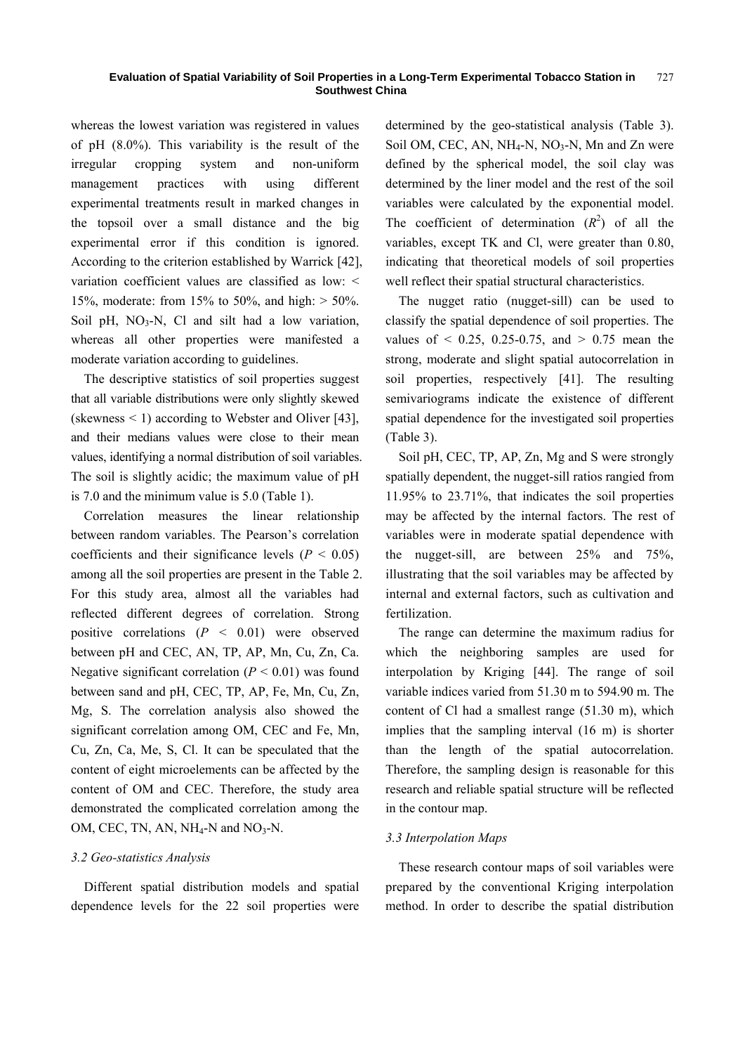whereas the lowest variation was registered in values of pH (8.0%). This variability is the result of the irregular cropping system and non-uniform management practices with using different experimental treatments result in marked changes in the topsoil over a small distance and the big experimental error if this condition is ignored. According to the criterion established by Warrick [42], variation coefficient values are classified as low: < 15%, moderate: from 15% to 50%, and high: > 50%. Soil pH, $NO_3$-N, Cl and silt had a low variation, whereas all other properties were manifested a moderate variation according to guidelines.

The descriptive statistics of soil properties suggest that all variable distributions were only slightly skewed (skewness < 1) according to Webster and Oliver [43], and their medians values were close to their mean values, identifying a normal distribution of soil variables. The soil is slightly acidic; the maximum value of pH is 7.0 and the minimum value is 5.0 (Table 1).

Correlation measures the linear relationship between random variables. The Pearson's correlation coefficients and their significance levels ($P$ < 0.05) among all the soil properties are present in the Table 2. For this study area, almost all the variables had reflected different degrees of correlation. Strong positive correlations ($P$ < 0.01) were observed between pH and CEC, AN, TP, AP, Mn, Cu, Zn, Ca. Negative significant correlation ($P$ < 0.01) was found between sand and pH, CEC, TP, AP, Fe, Mn, Cu, Zn, Mg, S. The correlation analysis also showed the significant correlation among OM, CEC and Fe, Mn, Cu, Zn, Ca, Me, S, Cl. It can be speculated that the content of eight microelements can be affected by the content of OM and CEC. Therefore, the study area demonstrated the complicated correlation among the OM, CEC, TN, AN, $NH_4$-N and $NO_3$-N.

### 3.2 Geo-statistics Analysis

Different spatial distribution models and spatial dependence levels for the 22 soil properties were determined by the geo-statistical analysis (Table 3). Soil OM, CEC, AN, $NH_4$-N, $NO_3$-N, Mn and Zn were defined by the spherical model, the soil clay was determined by the liner model and the rest of the soil variables were calculated by the exponential model. The coefficient of determination ($R^2$) of all the variables, except TK and Cl, were greater than 0.80, indicating that theoretical models of soil properties well reflect their spatial structural characteristics.

The nugget ratio (nugget-sill) can be used to classify the spatial dependence of soil properties. The values of < 0.25, 0.25-0.75, and > 0.75 mean the strong, moderate and slight spatial autocorrelation in soil properties, respectively [41]. The resulting semivariograms indicate the existence of different spatial dependence for the investigated soil properties (Table 3).

Soil pH, CEC, TP, AP, Zn, Mg and S were strongly spatially dependent, the nugget-sill ratios rangied from 11.95% to 23.71%, that indicates the soil properties may be affected by the internal factors. The rest of variables were in moderate spatial dependence with the nugget-sill, are between 25% and 75%, illustrating that the soil variables may be affected by internal and external factors, such as cultivation and fertilization.

The range can determine the maximum radius for which the neighboring samples are used for interpolation by Kriging [44]. The range of soil variable indices varied from 51.30 m to 594.90 m. The content of Cl had a smallest range (51.30 m), which implies that the sampling interval (16 m) is shorter than the length of the spatial autocorrelation. Therefore, the sampling design is reasonable for this research and reliable spatial structure will be reflected in the contour map.

### 3.3 Interpolation Maps

These research contour maps of soil variables were prepared by the conventional Kriging interpolation method. In order to describe the spatial distribution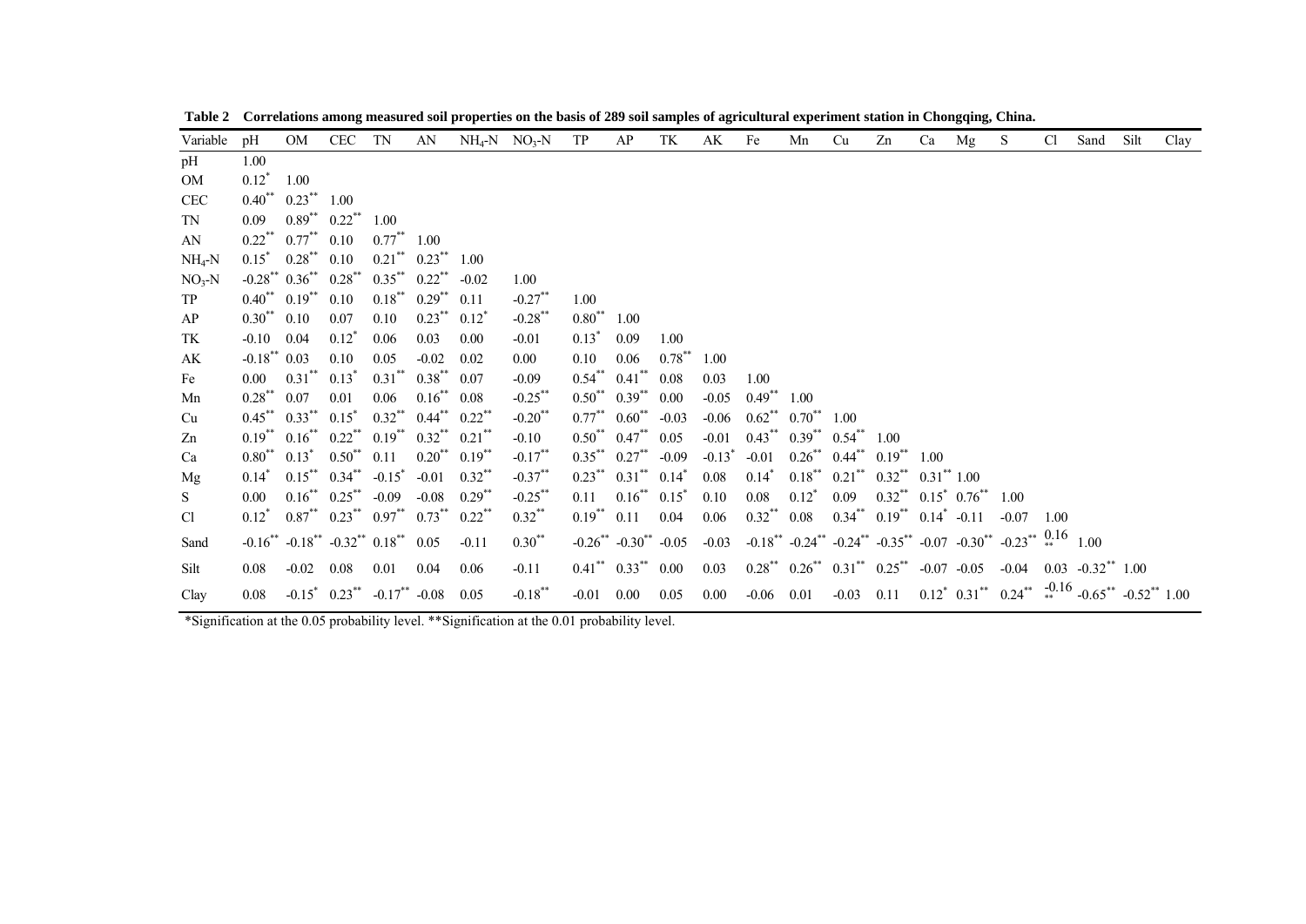**Table 2 Correlations among measured soil properties on the basis of 289 soil samples of agricultural experiment station in Chongqing, China.**

| Variable | pH | OM | CEC | TN | AN | $NH_4$-N | $NO_3$-N | TP | AP | TK | AK | Fe | Mn | Cu | Zn | Ca | Mg | S | Cl | Sand | Silt | Clay |
|---|---|---|---|---|---|---|---|---|---|---|---|---|---|---|---|---|---|---|---|---|---|---|
| pH | 1.00 | | | | | | | | | | | | | | | | | | | | | |
| OM | 0.12* | 1.00 | | | | | | | | | | | | | | | | | | | | |
| CEC | 0.40** | 0.23** | 1.00 | | | | | | | | | | | | | | | | | | | |
| TN | 0.09 | 0.89** | 0.22** | 1.00 | | | | | | | | | | | | | | | | | | |
| AN | 0.22** | 0.77** | 0.10 | 0.77** | 1.00 | | | | | | | | | | | | | | | | | |
| $NH_4$-N | 0.15* | 0.28** | 0.10 | 0.21** | 0.23** | 1.00 | | | | | | | | | | | | | | | | |
| $NO_3$-N | -0.28** | 0.36** | 0.28** | 0.35** | 0.22** | -0.02 | 1.00 | | | | | | | | | | | | | | | |
| TP | 0.40** | 0.19** | 0.10 | 0.18** | 0.29** | 0.11 | -0.27** | 1.00 | | | | | | | | | | | | | | |
| AP | 0.30** | 0.10 | 0.07 | 0.10 | 0.23** | 0.12* | -0.28** | 0.80** | 1.00 | | | | | | | | | | | | | |
| TK | -0.10 | 0.04 | 0.12* | 0.06 | 0.03 | 0.00 | -0.01 | 0.13* | 0.09 | 1.00 | | | | | | | | | | | | |
| AK | -0.18** | 0.03 | 0.10 | 0.05 | -0.02 | 0.02 | 0.00 | 0.10 | 0.06 | 0.78** | 1.00 | | | | | | | | | | | |
| Fe | 0.00 | 0.31** | 0.13* | 0.31** | 0.38** | 0.07 | -0.09 | 0.54** | 0.41** | 0.08 | 0.03 | 1.00 | | | | | | | | | | |
| Mn | 0.28** | 0.07 | 0.01 | 0.06 | 0.16** | 0.08 | -0.25** | 0.50** | 0.39** | 0.00 | -0.05 | 0.49** | 1.00 | | | | | | | | | |
| Cu | 0.45** | 0.33** | 0.15* | 0.32** | 0.44** | 0.22** | -0.20** | 0.77** | 0.60** | -0.03 | -0.06 | 0.62** | 0.70** | 1.00 | | | | | | | | |
| Zn | 0.19** | 0.16** | 0.22** | 0.19** | 0.32** | 0.21** | -0.10 | 0.50** | 0.47** | 0.05 | -0.01 | 0.43** | 0.39** | 0.54** | 1.00 | | | | | | | |
| Ca | 0.80** | 0.13* | 0.50** | 0.11 | 0.20** | 0.19** | -0.17** | 0.35** | 0.27** | -0.09 | -0.13* | -0.01 | 0.26** | 0.44** | 0.19** | 1.00 | | | | | | |
| Mg | 0.14* | 0.15** | 0.34** | -0.15* | -0.01 | 0.32** | -0.37** | 0.23** | 0.31** | 0.14* | 0.08 | 0.14* | 0.18** | 0.21** | 0.32** | 0.31** | 1.00 | | | | | |
| S | 0.00 | 0.16** | 0.25** | -0.09 | -0.08 | 0.29** | -0.25** | 0.11 | 0.16** | 0.15* | 0.10 | 0.08 | 0.12* | 0.09 | 0.32** | 0.15* | 0.76** | 1.00 | | | | |
| Cl | 0.12* | 0.87** | 0.23** | 0.97** | 0.73** | 0.22** | 0.32** | 0.19** | 0.11 | 0.04 | 0.06 | 0.32** | 0.08 | 0.34** | 0.19** | 0.14* | -0.11 | -0.07 | 1.00 | | | |
| Sand | -0.16** | -0.18** | -0.32** | 0.18** | 0.05 | -0.11 | 0.30** | -0.26** | -0.30** | -0.05 | -0.03 | -0.18** | -0.24** | -0.24** | -0.35** | -0.07 | -0.30** | -0.23** | 0.16** | 1.00 | | |
| Silt | 0.08 | -0.02 | 0.08 | 0.01 | 0.04 | 0.06 | -0.11 | 0.41** | 0.33** | 0.00 | 0.03 | 0.28** | 0.26** | 0.31** | 0.25** | -0.07 | -0.05 | -0.04 | 0.03 | -0.32** | 1.00 | |
| Clay | 0.08 | -0.15* | 0.23** | -0.17** | -0.08 | 0.05 | -0.18** | -0.01 | 0.00 | 0.05 | 0.00 | -0.06 | 0.01 | -0.03 | 0.11 | 0.12* | 0.31** | 0.24** | -0.16** | -0.65** | -0.52** | 1.00 |

*Signification at the 0.05 probability level. **Signification at the 0.01 probability level.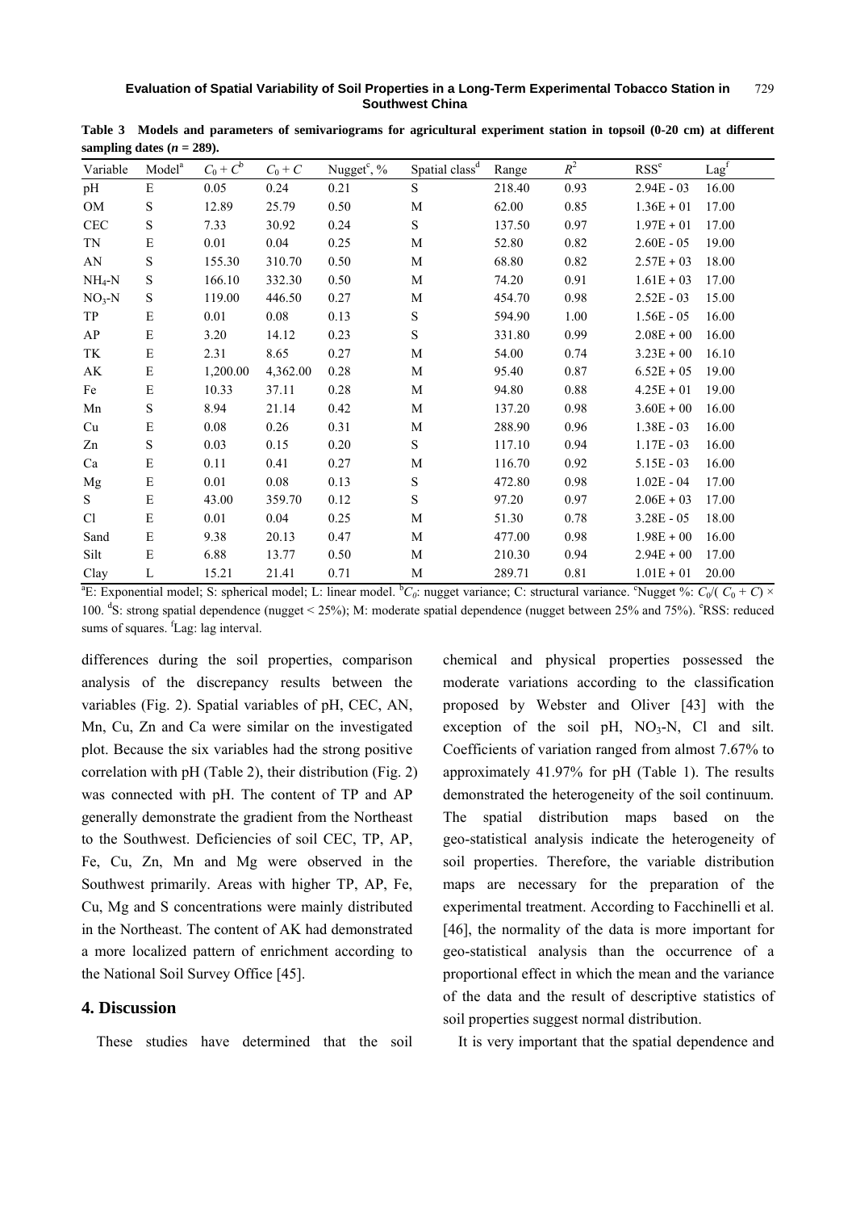**Table 3 Models and parameters of semivariograms for agricultural experiment station in topsoil (0-20 cm) at different sampling dates ($n$ = 289).**

| Variable | Model[a] | $C_0 + C^b$ | $C_0 + C$ | Nugget[c], % | Spatial class[d] | Range | $R^2$ | RSS[e] | Lag[f] |
|---|---|---|---|---|---|---|---|---|---|
| pH | E | 0.05 | 0.24 | 0.21 | S | 218.40 | 0.93 | 2.94E - 03 | 16.00 |
| OM | S | 12.89 | 25.79 | 0.50 | M | 62.00 | 0.85 | 1.36E + 01 | 17.00 |
| CEC | S | 7.33 | 30.92 | 0.24 | S | 137.50 | 0.97 | 1.97E + 01 | 17.00 |
| TN | E | 0.01 | 0.04 | 0.25 | M | 52.80 | 0.82 | 2.60E - 05 | 19.00 |
| AN | S | 155.30 | 310.70 | 0.50 | M | 68.80 | 0.82 | 2.57E + 03 | 18.00 |
| $NH_4$-N | S | 166.10 | 332.30 | 0.50 | M | 74.20 | 0.91 | 1.61E + 03 | 17.00 |
| $NO_3$-N | S | 119.00 | 446.50 | 0.27 | M | 454.70 | 0.98 | 2.52E - 03 | 15.00 |
| TP | E | 0.01 | 0.08 | 0.13 | S | 594.90 | 1.00 | 1.56E - 05 | 16.00 |
| AP | E | 3.20 | 14.12 | 0.23 | S | 331.80 | 0.99 | 2.08E + 00 | 16.00 |
| TK | E | 2.31 | 8.65 | 0.27 | M | 54.00 | 0.74 | 3.23E + 00 | 16.10 |
| AK | E | 1,200.00 | 4,362.00 | 0.28 | M | 95.40 | 0.87 | 6.52E + 05 | 19.00 |
| Fe | E | 10.33 | 37.11 | 0.28 | M | 94.80 | 0.88 | 4.25E + 01 | 19.00 |
| Mn | S | 8.94 | 21.14 | 0.42 | M | 137.20 | 0.98 | 3.60E + 00 | 16.00 |
| Cu | E | 0.08 | 0.26 | 0.31 | M | 288.90 | 0.96 | 1.38E - 03 | 16.00 |
| Zn | S | 0.03 | 0.15 | 0.20 | S | 117.10 | 0.94 | 1.17E - 03 | 16.00 |
| Ca | E | 0.11 | 0.41 | 0.27 | M | 116.70 | 0.92 | 5.15E - 03 | 16.00 |
| Mg | E | 0.01 | 0.08 | 0.13 | S | 472.80 | 0.98 | 1.02E - 04 | 17.00 |
| S | E | 43.00 | 359.70 | 0.12 | S | 97.20 | 0.97 | 2.06E + 03 | 17.00 |
| Cl | E | 0.01 | 0.04 | 0.25 | M | 51.30 | 0.78 | 3.28E - 05 | 18.00 |
| Sand | E | 9.38 | 20.13 | 0.47 | M | 477.00 | 0.98 | 1.98E + 00 | 16.00 |
| Silt | E | 6.88 | 13.77 | 0.50 | M | 210.30 | 0.94 | 2.94E + 00 | 17.00 |
| Clay | L | 15.21 | 21.41 | 0.71 | M | 289.71 | 0.81 | 1.01E + 01 | 20.00 |

[a]E: Exponential model; S: spherical model; L: linear model. [b]$C_0$: nugget variance; C: structural variance. [c]Nugget %: $C_0/(C_0 + C) \times 100$. [d]S: strong spatial dependence (nugget < 25%); M: moderate spatial dependence (nugget between 25% and 75%). [e]RSS: reduced sums of squares. [f]Lag: lag interval.

differences during the soil properties, comparison analysis of the discrepancy results between the variables (Fig. 2). Spatial variables of pH, CEC, AN, Mn, Cu, Zn and Ca were similar on the investigated plot. Because the six variables had the strong positive correlation with pH (Table 2), their distribution (Fig. 2) was connected with pH. The content of TP and AP generally demonstrate the gradient from the Northeast to the Southwest. Deficiencies of soil CEC, TP, AP, Fe, Cu, Zn, Mn and Mg were observed in the Southwest primarily. Areas with higher TP, AP, Fe, Cu, Mg and S concentrations were mainly distributed in the Northeast. The content of AK had demonstrated a more localized pattern of enrichment according to the National Soil Survey Office [45].

## 4. Discussion

These studies have determined that the soil chemical and physical properties possessed the moderate variations according to the classification proposed by Webster and Oliver [43] with the exception of the soil pH, $NO_3$-N, Cl and silt. Coefficients of variation ranged from almost 7.67% to approximately 41.97% for pH (Table 1). The results demonstrated the heterogeneity of the soil continuum. The spatial distribution maps based on the geo-statistical analysis indicate the heterogeneity of soil properties. Therefore, the variable distribution maps are necessary for the preparation of the experimental treatment. According to Facchinelli et al. [46], the normality of the data is more important for geo-statistical analysis than the occurrence of a proportional effect in which the mean and the variance of the data and the result of descriptive statistics of soil properties suggest normal distribution.

It is very important that the spatial dependence and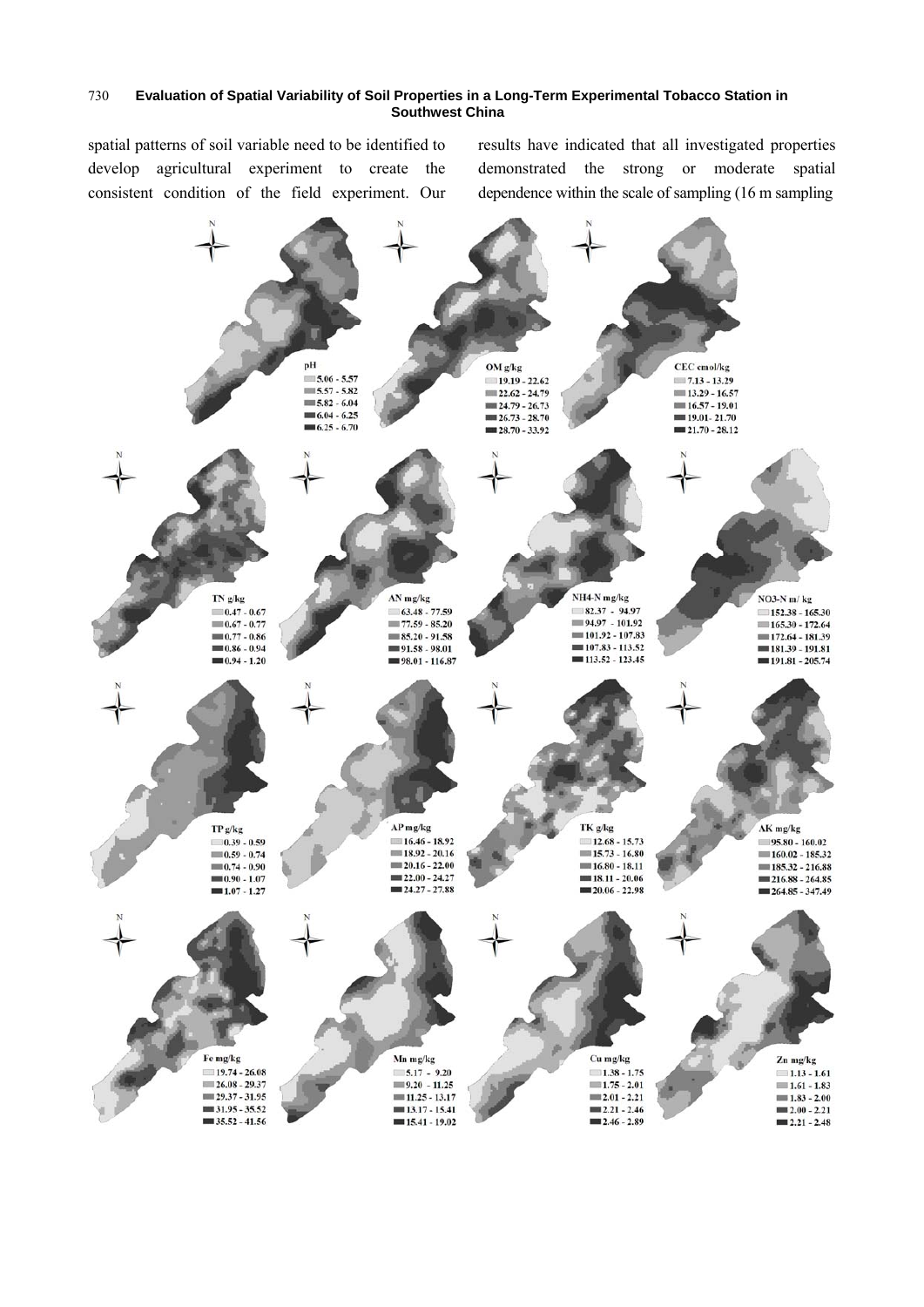spatial patterns of soil variable need to be identified to develop agricultural experiment to create the consistent condition of the field experiment. Our results have indicated that all investigated properties demonstrated the strong or moderate spatial dependence within the scale of sampling (16 m sampling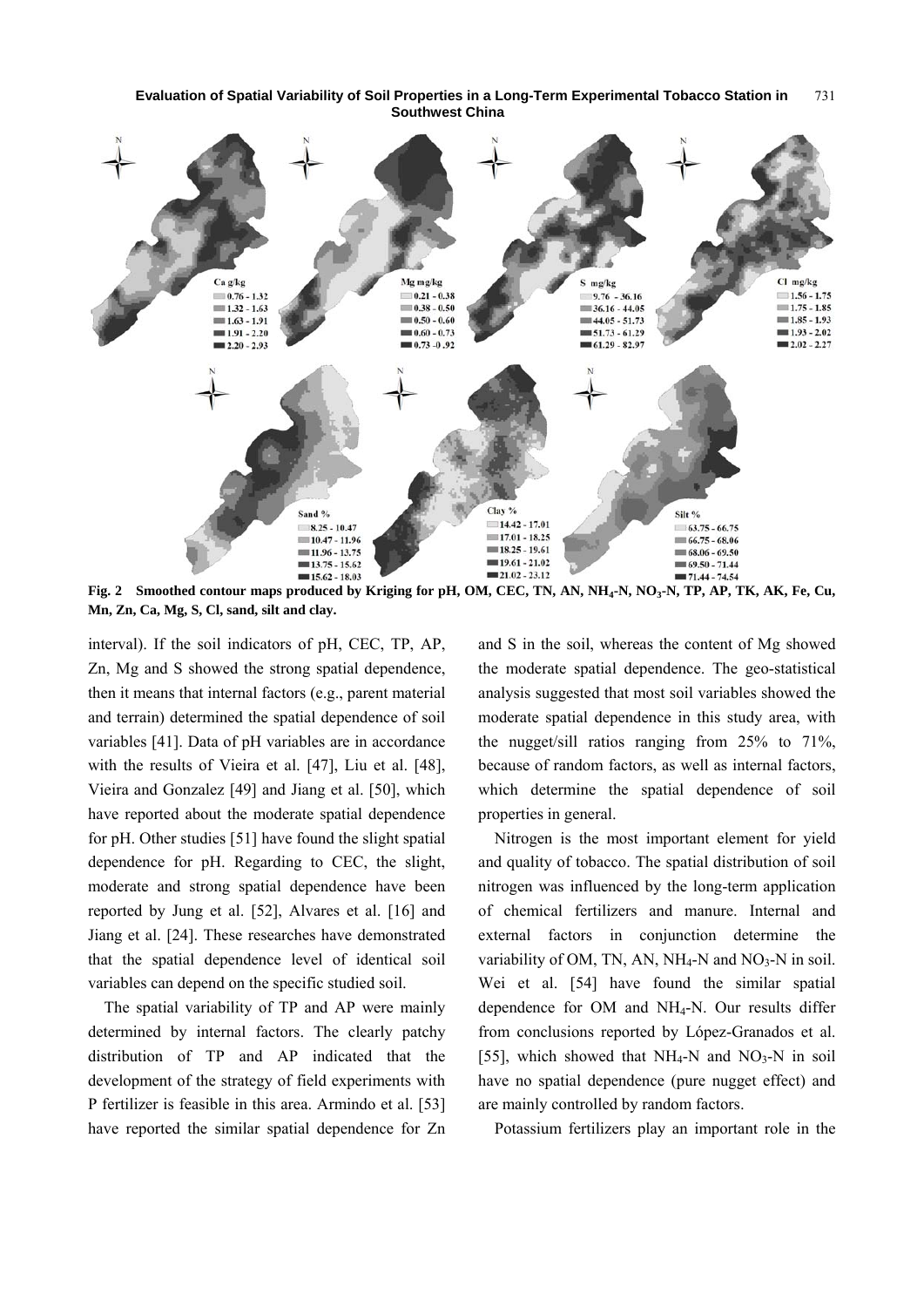**Fig. 2 Smoothed contour maps produced by Kriging for pH, OM, CEC, TN, AN, $NH_4$-N, $NO_3$-N, TP, AP, TK, AK, Fe, Cu, Mn, Zn, Ca, Mg, S, Cl, sand, silt and clay.**

interval). If the soil indicators of pH, CEC, TP, AP, Zn, Mg and S showed the strong spatial dependence, then it means that internal factors (e.g., parent material and terrain) determined the spatial dependence of soil variables [41]. Data of pH variables are in accordance with the results of Vieira et al. [47], Liu et al. [48], Vieira and Gonzalez [49] and Jiang et al. [50], which have reported about the moderate spatial dependence for pH. Other studies [51] have found the slight spatial dependence for pH. Regarding to CEC, the slight, moderate and strong spatial dependence have been reported by Jung et al. [52], Alvares et al. [16] and Jiang et al. [24]. These researches have demonstrated that the spatial dependence level of identical soil variables can depend on the specific studied soil.

The spatial variability of TP and AP were mainly determined by internal factors. The clearly patchy distribution of TP and AP indicated that the development of the strategy of field experiments with P fertilizer is feasible in this area. Armindo et al. [53] have reported the similar spatial dependence for Zn and S in the soil, whereas the content of Mg showed the moderate spatial dependence. The geo-statistical analysis suggested that most soil variables showed the moderate spatial dependence in this study area, with the nugget/sill ratios ranging from 25% to 71%, because of random factors, as well as internal factors, which determine the spatial dependence of soil properties in general.

Nitrogen is the most important element for yield and quality of tobacco. The spatial distribution of soil nitrogen was influenced by the long-term application of chemical fertilizers and manure. Internal and external factors in conjunction determine the variability of OM, TN, AN, $NH_4$-N and $NO_3$-N in soil. Wei et al. [54] have found the similar spatial dependence for OM and $NH_4$-N. Our results differ from conclusions reported by López-Granados et al. [55], which showed that $NH_4$-N and $NO_3$-N in soil have no spatial dependence (pure nugget effect) and are mainly controlled by random factors.

Potassium fertilizers play an important role in the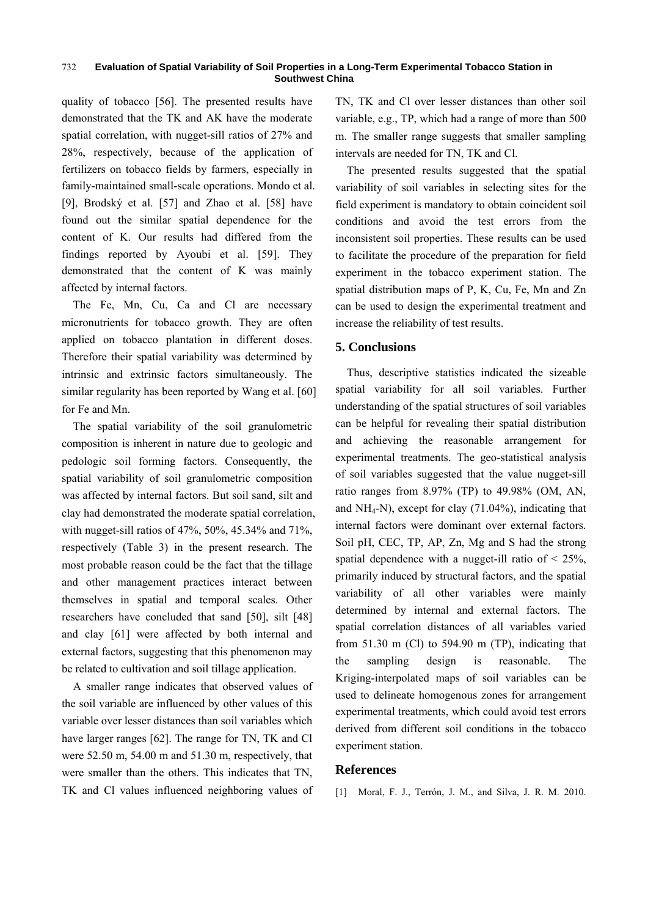quality of tobacco [56]. The presented results have demonstrated that the TK and AK have the moderate spatial correlation, with nugget-sill ratios of 27% and 28%, respectively, because of the application of fertilizers on tobacco fields by farmers, especially in family-maintained small-scale operations. Mondo et al. [9], Brodský et al. [57] and Zhao et al. [58] have found out the similar spatial dependence for the content of K. Our results had differed from the findings reported by Ayoubi et al. [59]. They demonstrated that the content of K was mainly affected by internal factors.

The Fe, Mn, Cu, Ca and Cl are necessary micronutrients for tobacco growth. They are often applied on tobacco plantation in different doses. Therefore their spatial variability was determined by intrinsic and extrinsic factors simultaneously. The similar regularity has been reported by Wang et al. [60] for Fe and Mn.

The spatial variability of the soil granulometric composition is inherent in nature due to geologic and pedologic soil forming factors. Consequently, the spatial variability of soil granulometric composition was affected by internal factors. But soil sand, silt and clay had demonstrated the moderate spatial correlation, with nugget-sill ratios of 47%, 50%, 45.34% and 71%, respectively (Table 3) in the present research. The most probable reason could be the fact that the tillage and other management practices interact between themselves in spatial and temporal scales. Other researchers have concluded that sand [50], silt [48] and clay [61] were affected by both internal and external factors, suggesting that this phenomenon may be related to cultivation and soil tillage application.

A smaller range indicates that observed values of the soil variable are influenced by other values of this variable over lesser distances than soil variables which have larger ranges [62]. The range for TN, TK and Cl were 52.50 m, 54.00 m and 51.30 m, respectively, that were smaller than the others. This indicates that TN, TK and Cl values influenced neighboring values of TN, TK and Cl over lesser distances than other soil variable, e.g., TP, which had a range of more than 500 m. The smaller range suggests that smaller sampling intervals are needed for TN, TK and Cl.

The presented results suggested that the spatial variability of soil variables in selecting sites for the field experiment is mandatory to obtain coincident soil conditions and avoid the test errors from the inconsistent soil properties. These results can be used to facilitate the procedure of the preparation for field experiment in the tobacco experiment station. The spatial distribution maps of P, K, Cu, Fe, Mn and Zn can be used to design the experimental treatment and increase the reliability of test results.

## 5. Conclusions

Thus, descriptive statistics indicated the sizeable spatial variability for all soil variables. Further understanding of the spatial structures of soil variables can be helpful for revealing their spatial distribution and achieving the reasonable arrangement for experimental treatments. The geo-statistical analysis of soil variables suggested that the value nugget-sill ratio ranges from 8.97% (TP) to 49.98% (OM, AN, and $NH_4$-N), except for clay (71.04%), indicating that internal factors were dominant over external factors. Soil pH, CEC, TP, AP, Zn, Mg and S had the strong spatial dependence with a nugget-ill ratio of < 25%, primarily induced by structural factors, and the spatial variability of all other variables were mainly determined by internal and external factors. The spatial correlation distances of all variables varied from 51.30 m (Cl) to 594.90 m (TP), indicating that the sampling design is reasonable. The Kriging-interpolated maps of soil variables can be used to delineate homogenous zones for arrangement experimental treatments, which could avoid test errors derived from different soil conditions in the tobacco experiment station.

## References

[1] Moral, F. J., Terrón, J. M., and Silva, J. R. M. 2010.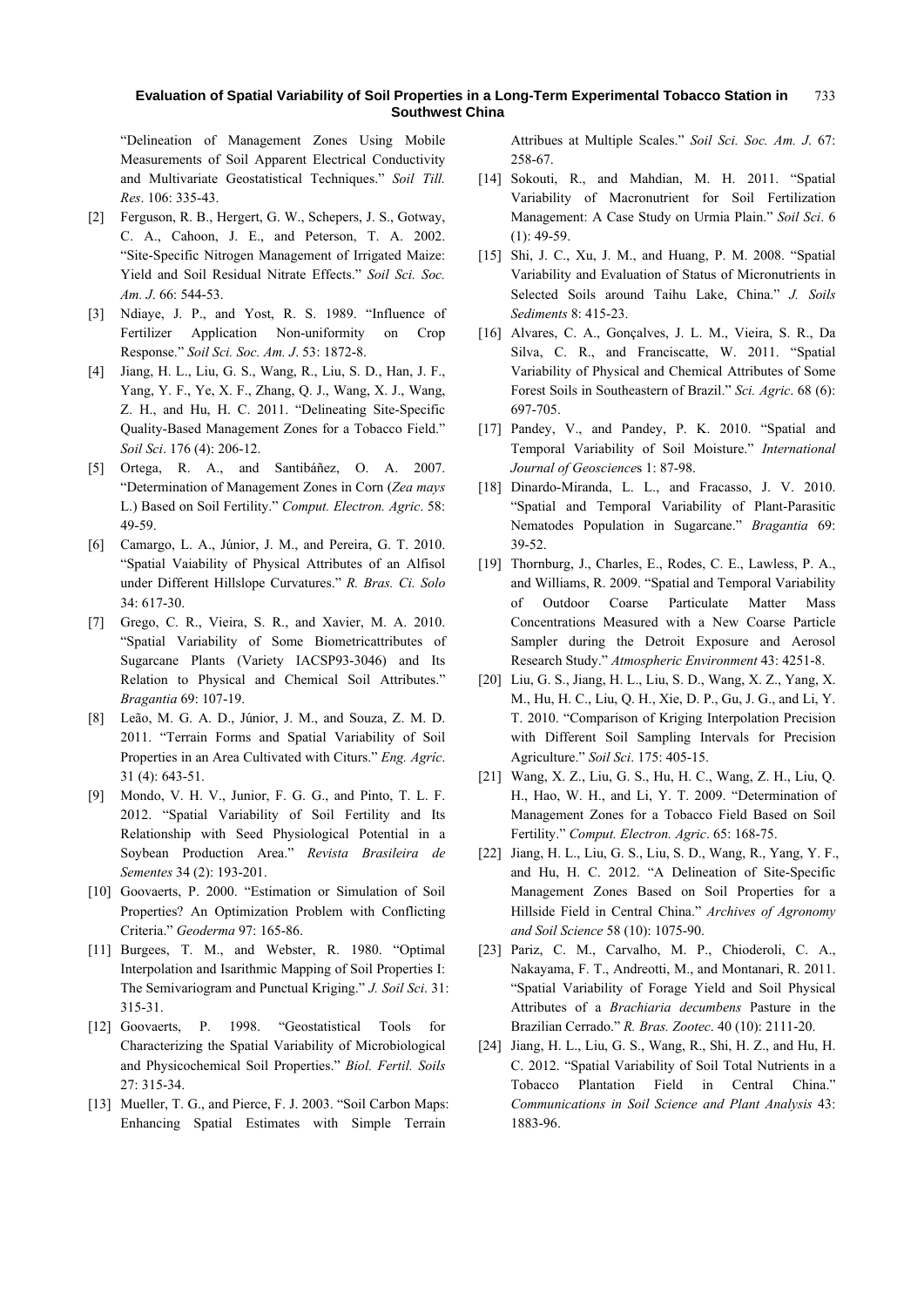"Delineation of Management Zones Using Mobile Measurements of Soil Apparent Electrical Conductivity and Multivariate Geostatistical Techniques." *Soil Till. Res*. 106: 335-43.

[2] Ferguson, R. B., Hergert, G. W., Schepers, J. S., Gotway, C. A., Cahoon, J. E., and Peterson, T. A. 2002. "Site-Specific Nitrogen Management of Irrigated Maize: Yield and Soil Residual Nitrate Effects." *Soil Sci. Soc. Am. J*. 66: 544-53.

[3] Ndiaye, J. P., and Yost, R. S. 1989. "Influence of Fertilizer Application Non-uniformity on Crop Response." *Soil Sci. Soc. Am. J*. 53: 1872-8.

[4] Jiang, H. L., Liu, G. S., Wang, R., Liu, S. D., Han, J. F., Yang, Y. F., Ye, X. F., Zhang, Q. J., Wang, X. J., Wang, Z. H., and Hu, H. C. 2011. "Delineating Site-Specific Quality-Based Management Zones for a Tobacco Field." *Soil Sci*. 176 (4): 206-12.

[5] Ortega, R. A., and Santibáñez, O. A. 2007. "Determination of Management Zones in Corn (*Zea mays* L.) Based on Soil Fertility." *Comput. Electron. Agric*. 58: 49-59.

[6] Camargo, L. A., Júnior, J. M., and Pereira, G. T. 2010. "Spatial Vaiability of Physical Attributes of an Alfisol under Different Hillslope Curvatures." *R. Bras. Ci. Solo* 34: 617-30.

[7] Grego, C. R., Vieira, S. R., and Xavier, M. A. 2010. "Spatial Variability of Sugarcane Plants (Variety IACSP93-3046) and Its Relation to Physical and Chemical Soil Attributes." *Bragantia* 69: 107-19.

[8] Leão, M. G. A. D., Júnior, J. M., and Souza, Z. M. D. 2011. "Terrain Forms and Spatial Variability of Soil Properties in an Area Cultivated with Citurs." *Eng. Agríc*. 31 (4): 643-51.

[9] Mondo, V. H. V., Junior, F. G. G., and Pinto, T. L. F. 2012. "Spatial Variability of Soil Fertility and Its Relationship with Seed Physiological Potential in a Soybean Production Area." *Revista Brasileira de Sementes* 34 (2): 193-201.

[10] Goovaerts, P. 2000. "Estimation or Simulation of Soil Properties? An Optimization Problem with Conflicting Criteria." *Geoderma* 97: 165-86.

[11] Burgees, T. M., and Webster, R. 1980. "Optimal Interpolation and Isarithmic Mapping of Soil Properties I: The Semivariogram and Punctual Kriging." *J. Soil Sci*. 31: 315-31.

[12] Goovaerts, P. 1998. "Geostatistical Tools for Characterizing the Spatial Variability of Microbiological and Physicochemical Soil Properties." *Biol. Fertil. Soils* 27: 315-34.

[13] Mueller, T. G., and Pierce, F. J. 2003. "Soil Carbon Maps: Enhancing Spatial Estimates with Simple Terrain Attribues at Multiple Scales." *Soil Sci. Soc. Am. J*. 67: 258-67.

[14] Sokouti, R., and Mahdian, M. H. 2011. "Spatial Variability of Macronutrient for Soil Fertilization Management: A Case Study on Urmia Plain." *Soil Sci*. 6 (1): 49-59.

[15] Shi, J. C., Xu, J. M., and Huang, P. M. 2008. "Spatial Variability and Evaluation of Status of Micronutrients in Selected Soils around Taihu Lake, China." *J. Soils Sediments* 8: 415-23.

[16] Alvares, C. A., Gonçalves, J. L. M., Vieira, S. R., Da Silva, C. R., and Franciscatte, W. 2011. "Spatial Variability of Physical and Chemical Attributes of Some Forest Soils in Southeastern of Brazil." *Sci. Agric*. 68 (6): 697-705.

[17] Pandey, V., and Pandey, P. K. 2010. "Spatial and Temporal Variability of Soil Moisture." *International Journal of Geosciences* 1: 87-98.

[18] Dinardo-Miranda, L. L., and Fracasso, J. V. 2010. "Spatial and Temporal Variability of Plant-Parasitic Nematodes Population in Sugarcane." *Bragantia* 69: 39-52.

[19] Thornburg, J., Charles, E., Rodes, C. E., Lawless, P. A., and Williams, R. 2009. "Spatial and Temporal Variability of Outdoor Coarse Particulate Matter Mass Concentrations Measured with a New Coarse Particle Sampler during the Detroit Exposure and Aerosol Research Study." *Atmospheric Environment* 43: 4251-8.

[20] Liu, G. S., Jiang, H. L., Liu, S. D., Wang, X. Z., Yang, X. M., Hu, H. C., Liu, Q. H., Xie, D. P., Gu, J. G., and Li, Y. T. 2010. "Comparison of Kriging Interpolation Precision with Different Soil Sampling Intervals for Precision Agriculture." *Soil Sci*. 175: 405-15.

[21] Wang, X. Z., Liu, G. S., Hu, H. C., Wang, Z. H., Liu, Q. H., Hao, W. H., and Li, Y. T. 2009. "Determination of Management Zones for a Tobacco Field Based on Soil Fertility." *Comput. Electron. Agric*. 65: 168-75.

[22] Jiang, H. L., Liu, G. S., Liu, S. D., Wang, R., Yang, Y. F., and Hu, H. C. 2012. "A Delineation of Site-Specific Management Zones Based on Soil Properties for a Hillside Field in Central China." *Archives of Agronomy and Soil Science* 58 (10): 1075-90.

[23] Pariz, C. M., Carvalho, M. P., Chioderoli, C. A., Nakayama, F. T., Andreotti, M., and Montanari, R. 2011. "Spatial Variability of Forage Yield and Soil Physical Attributes of a *Brachiaria decumbens* Pasture in the Brazilian Cerrado." *R. Bras. Zootec*. 40 (10): 2111-20.

[24] Jiang, H. L., Liu, G. S., Wang, R., Shi, H. Z., and Hu, H. C. 2012. "Spatial Variability of Soil Total Nutrients in a Tobacco Plantation Field in Central China." *Communications in Soil Science and Plant Analysis* 43: 1883-96.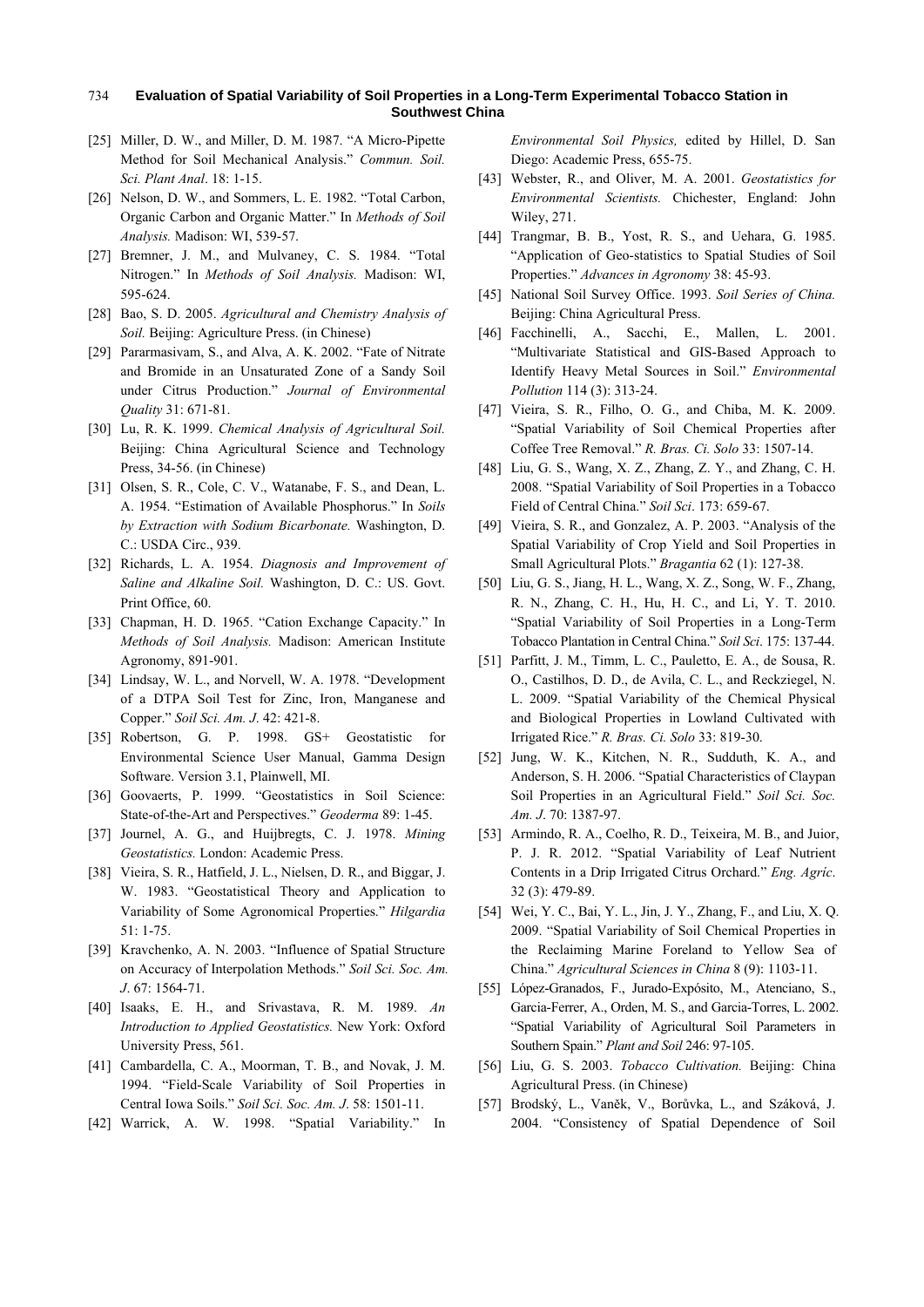[25] Miller, D. W., and Miller, D. M. 1987. "A Micro-Pipette Method for Soil Mechanical Analysis." *Commun. Soil. Sci. Plant Anal*. 18: 1-15.

[26] Nelson, D. W., and Sommers, L. E. 1982. "Total Carbon, Organic Carbon and Organic Matter." In *Methods of Soil Analysis.* Madison: WI, 539-57.

[27] Bremner, J. M., and Mulvaney, C. S. 1984. "Total Nitrogen." In *Methods of Soil Analysis.* Madison: WI, 595-624.

[28] Bao, S. D. 2005. *Agricultural and Chemistry Analysis of Soil.* Beijing: Agriculture Press. (in Chinese)

[29] Pararmasivam, S., and Alva, A. K. 2002. "Fate of Nitrate and Bromide in an Unsaturated Zone of a Sandy Soil under Citrus Production." *Journal of Environmental Quality* 31: 671-81.

[30] Lu, R. K. 1999. *Chemical Analysis of Agricultural Soil.* Beijing: China Agricultural Science and Technology Press, 34-56. (in Chinese)

[31] Olsen, S. R., Cole, C. V., Watanabe, F. S., and Dean, L. A. 1954. "Estimation of Available Phosphorus." In *Soils by Extraction with Sodium Bicarbonate.* Washington, D. C.: USDA Circ., 939.

[32] Richards, L. A. 1954. *Diagnosis and Improvement of Saline and Alkaline Soil.* Washington, D. C.: US. Govt. Print Office, 60.

[33] Chapman, H. D. 1965. "Cation Exchange Capacity." In *Methods of Soil Analysis.* Madison: American Institute Agronomy, 891-901.

[34] Lindsay, W. L., and Norvell, W. A. 1978. "Development of a DTPA Soil Test for Zinc, Iron, Manganese and Copper." *Soil Sci. Am. J*. 42: 421-8.

[35] Robertson, G. P. 1998. GS+ Geostatistic for Environmental Science User Manual, Gamma Design Software. Version 3.1, Plainwell, MI.

[36] Goovaerts, P. 1999. "Geostatistics in Soil Science: State-of-the-Art and Perspectives." *Geoderma* 89: 1-45.

[37] Journel, A. G., and Huijbregts, C. J. 1978. *Mining Geostatistics.* London: Academic Press.

[38] Vieira, S. R., Hatfield, J. L., Nielsen, D. R., and Biggar, J. W. 1983. "Geostatistical Theory and Application to Variability of Some Agronomical Properties." *Hilgardia* 51: 1-75.

[39] Kravchenko, A. N. 2003. "Influence of Spatial Structure on Accuracy of Interpolation Methods." *Soil Sci. Soc. Am. J*. 67: 1564-71.

[40] Isaaks, E. H., and Srivastava, R. M. 1989. *An Introduction to Applied Geostatistics.* New York: Oxford University Press, 561.

[41] Cambardella, C. A., Moorman, T. B., and Novak, J. M. 1994. "Field-Scale Variability of Soil Properties in Central Iowa Soils." *Soil Sci. Soc. Am. J*. 58: 1501-11.

[42] Warrick, A. W. 1998. "Spatial Variability." In *Environmental Soil Physics,* edited by Hillel, D. San Diego: Academic Press, 655-75.

[43] Webster, R., and Oliver, M. A. 2001. *Geostatistics for Environmental Scientists.* Chichester, England: John Wiley, 271.

[44] Trangmar, B. B., Yost, R. S., and Uehara, G. 1985. "Application of Geo-statistics to Spatial Studies of Soil Properties." *Advances in Agronomy* 38: 45-93.

[45] National Soil Survey Office. 1993. *Soil Series of China.* Beijing: China Agricultural Press.

[46] Facchinelli, A., Sacchi, E., Mallen, L. 2001. "Multivariate Statistical and GIS-Based Approach to Identify Heavy Metal Sources in Soil." *Environmental Pollution* 114 (3): 313-24.

[47] Vieira, S. R., Filho, O. G., and Chiba, M. K. 2009. "Spatial Variability of Soil Chemical Properties after Coffee Tree Removal." *R. Bras. Ci. Solo* 33: 1507-14.

[48] Liu, G. S., Wang, X. Z., Zhang, Z. Y., and Zhang, C. H. 2008. "Spatial Variability of Soil Properties in a Tobacco Field of Central China." *Soil Sci*. 173: 659-67.

[49] Vieira, S. R., and Gonzalez, A. P. 2003. "Analysis of the Spatial Variability of Crop Yield and Soil Properties in Small Agricultural Plots." *Bragantia* 62 (1): 127-38.

[50] Liu, G. S., Jiang, H. L., Wang, X. Z., Song, W. F., Zhang, R. N., Zhang, C. H., Hu, H. C., and Li, Y. T. 2010. "Spatial Variability of Soil Properties in a Long-Term Tobacco Plantation in Central China." *Soil Sci*. 175: 137-44.

[51] Parfitt, J. M., Timm, L. C., Pauletto, E. A., de Sousa, R. O., Castilhos, D. D., de Avila, C. L., and Reckziegel, N. L. 2009. "Spatial Variability of the Chemical Physical and Biological Properties in Lowland Cultivated with Irrigated Rice." *R. Bras. Ci. Solo* 33: 819-30.

[52] Jung, W. K., Kitchen, N. R., Sudduth, K. A., and Anderson, S. H. 2006. "Spatial Characteristics of Claypan Soil Properties in an Agricultural Field." *Soil Sci. Soc. Am. J*. 70: 1387-97.

[53] Armindo, R. A., Coelho, R. D., Teixeira, M. B., and Juior, P. J. R. 2012. "Spatial Variability of Leaf Nutrient Contents in a Drip Irrigated Citrus Orchard." *Eng. Agríc*. 32 (3): 479-89.

[54] Wei, Y. C., Bai, Y. L., Jin, J. Y., Zhang, F., and Liu, X. Q. 2009. "Spatial Variability of Soil Chemical Properties in the Reclaiming Marine Foreland to Yellow Sea of China." *Agricultural Sciences in China* 8 (9): 1103-11.

[55] López-Granados, F., Jurado-Expósito, M., Atenciano, S., Garcia-Ferrer, A., Orden, M. S., and Garcia-Torres, L. 2002. "Spatial Variability of Agricultural Soil Parameters in Southern Spain." *Plant and Soil* 246: 97-105.

[56] Liu, G. S. 2003. *Tobacco Cultivation.* Beijing: China Agricultural Press. (in Chinese)

[57] Brodský, L., Vaněk, V., Borůvka, L., and Száková, J. 2004. "Consistency of Spatial Dependence of Soil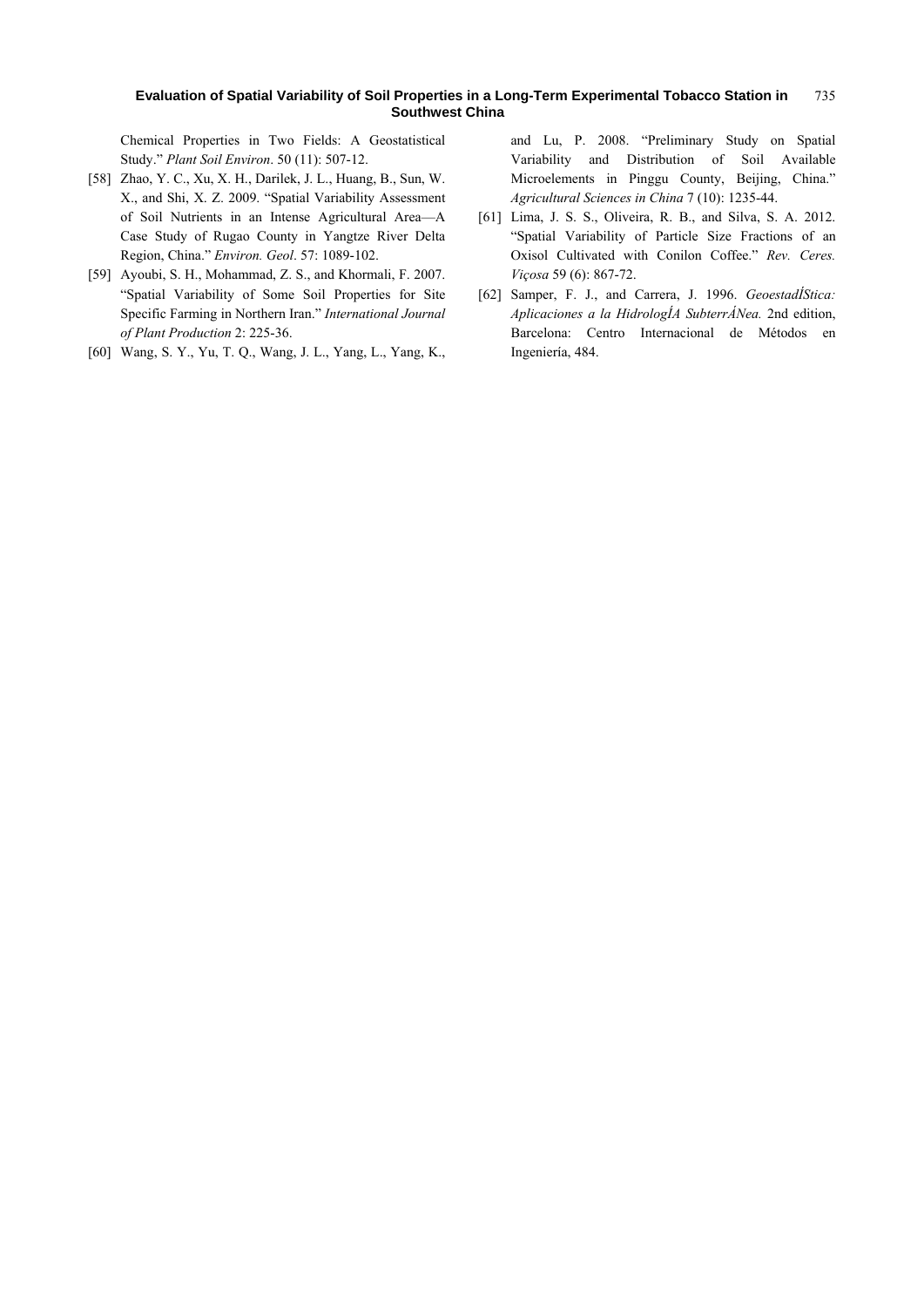Chemical Properties in Two Fields: A Geostatistical Study." *Plant Soil Environ*. 50 (11): 507-12.

[58] Zhao, Y. C., Xu, X. H., Darilek, J. L., Huang, B., Sun, W. X., and Shi, X. Z. 2009. "Spatial Variability Assessment of Soil Nutrients in an Intense Agricultural Area—A Case Study of Rugao County in Yangtze River Delta Region, China." *Environ. Geol*. 57: 1089-102.

[59] Ayoubi, S. H., Mohammad, Z. S., and Khormali, F. 2007. "Spatial Variability of Some Soil Properties for Site Specific Farming in Northern Iran." *International Journal of Plant Production* 2: 225-36.

[60] Wang, S. Y., Yu, T. Q., Wang, J. L., Yang, L., Yang, K., and Lu, P. 2008. "Preliminary Study on Spatial Variability and Distribution of Soil Available Microelements in Pinggu County, Beijing, China." *Agricultural Sciences in China* 7 (10): 1235-44.

[61] Lima, J. S. S., Oliveira, R. B., and Silva, S. A. 2012. "Spatial Variability of Particle Size Fractions of an Oxisol Cultivated with Conilon Coffee." *Rev. Ceres. Viçosa* 59 (6): 867-72.

[62] Samper, F. J., and Carrera, J. 1996. *GeoestadÍStica: Aplicaciones a la HidrologÍA SubterrÁNea.* 2nd edition, Barcelona: Centro Internacional de Métodos en Ingeniería, 484.